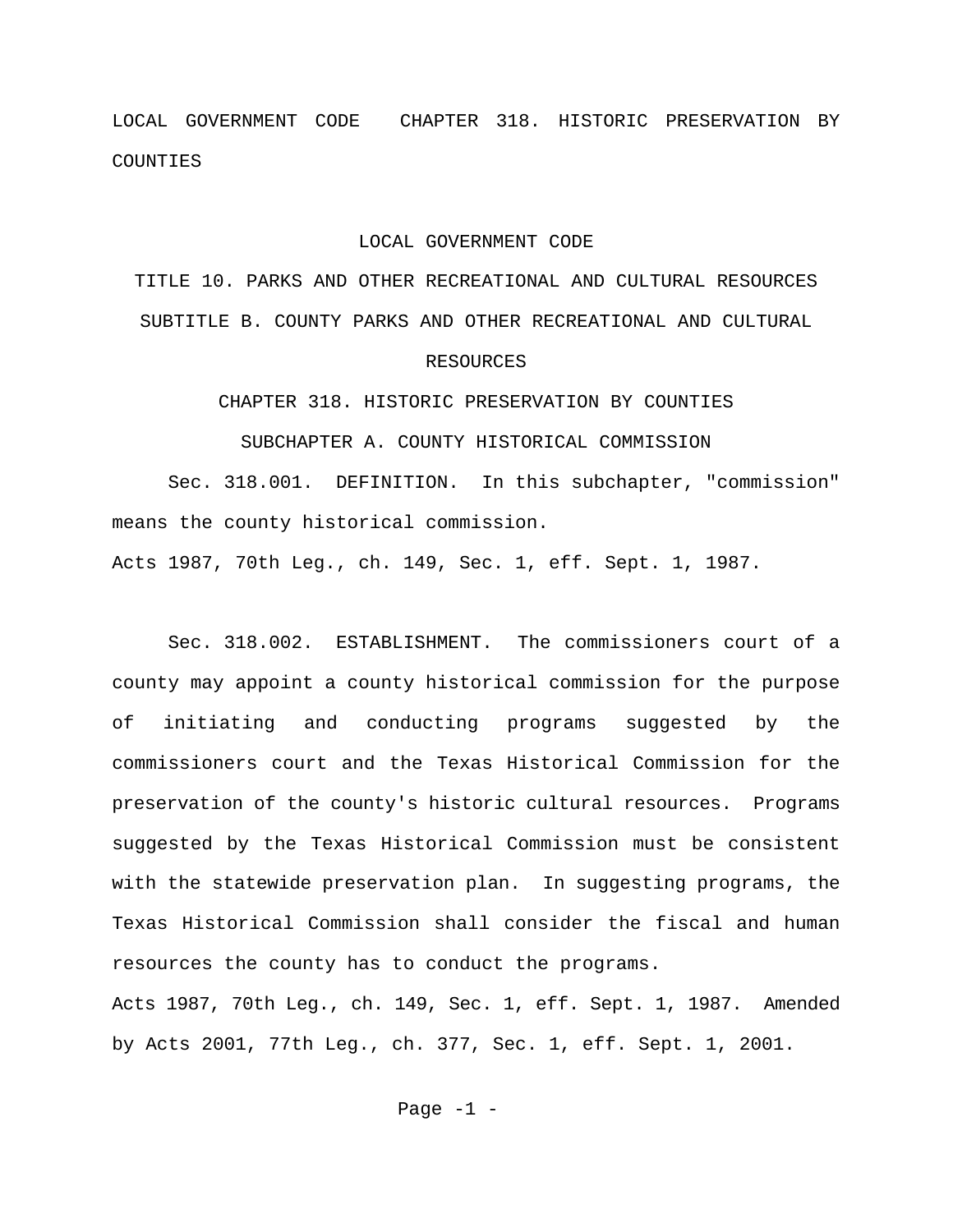LOCAL GOVERNMENT CODE CHAPTER 318. HISTORIC PRESERVATION BY COUNTIES

# LOCAL GOVERNMENT CODE

## TITLE 10. PARKS AND OTHER RECREATIONAL AND CULTURAL RESOURCES

## SUBTITLE B. COUNTY PARKS AND OTHER RECREATIONAL AND CULTURAL RESOURCES

## CHAPTER 318. HISTORIC PRESERVATION BY COUNTIES

### SUBCHAPTER A. COUNTY HISTORICAL COMMISSION

Sec. 318.001. DEFINITION. In this subchapter, "commission" means the county historical commission.

Acts 1987, 70th Leg., ch. 149, Sec. 1, eff. Sept. 1, 1987.

Sec. 318.002. ESTABLISHMENT. The commissioners court of a county may appoint a county historical commission for the purpose of initiating and conducting programs suggested by the commissioners court and the Texas Historical Commission for the preservation of the county's historic cultural resources. Programs suggested by the Texas Historical Commission must be consistent with the statewide preservation plan. In suggesting programs, the Texas Historical Commission shall consider the fiscal and human resources the county has to conduct the programs.

Acts 1987, 70th Leg., ch. 149, Sec. 1, eff. Sept. 1, 1987. Amended by Acts 2001, 77th Leg., ch. 377, Sec. 1, eff. Sept. 1, 2001.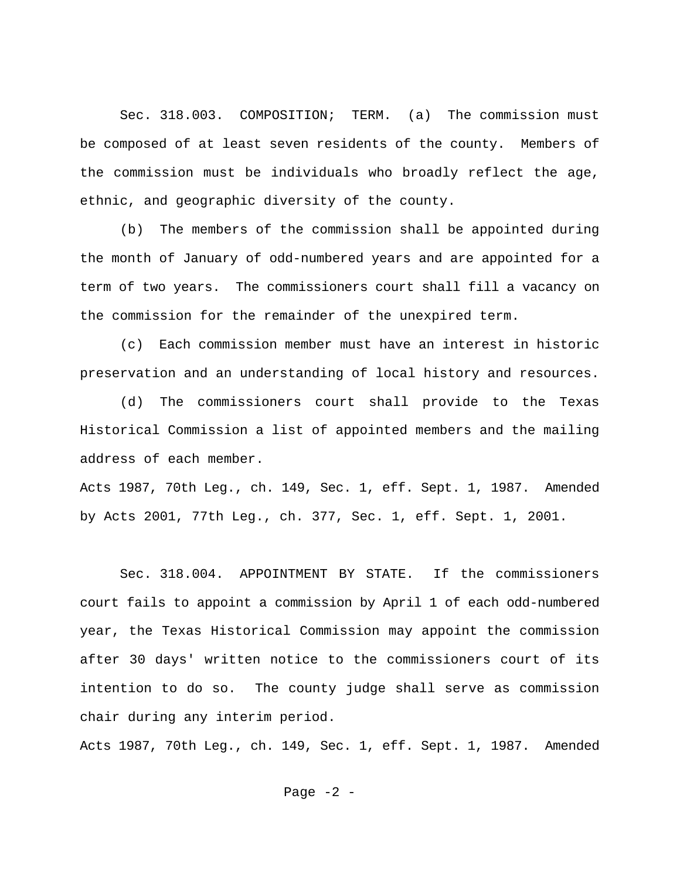Sec. 318.003. COMPOSITION; TERM. (a) The commission must be composed of at least seven residents of the county. Members of the commission must be individuals who broadly reflect the age, ethnic, and geographic diversity of the county.

(b) The members of the commission shall be appointed during the month of January of odd-numbered years and are appointed for a term of two years. The commissioners court shall fill a vacancy on the commission for the remainder of the unexpired term.

(c) Each commission member must have an interest in historic preservation and an understanding of local history and resources.

(d) The commissioners court shall provide to the Texas Historical Commission a list of appointed members and the mailing address of each member.

Acts 1987, 70th Leg., ch. 149, Sec. 1, eff. Sept. 1, 1987. Amended by Acts 2001, 77th Leg., ch. 377, Sec. 1, eff. Sept. 1, 2001.

Sec. 318.004. APPOINTMENT BY STATE. If the commissioners court fails to appoint a commission by April 1 of each odd-numbered year, the Texas Historical Commission may appoint the commission after 30 days' written notice to the commissioners court of its intention to do so. The county judge shall serve as commission chair during any interim period.

Acts 1987, 70th Leg., ch. 149, Sec. 1, eff. Sept. 1, 1987. Amended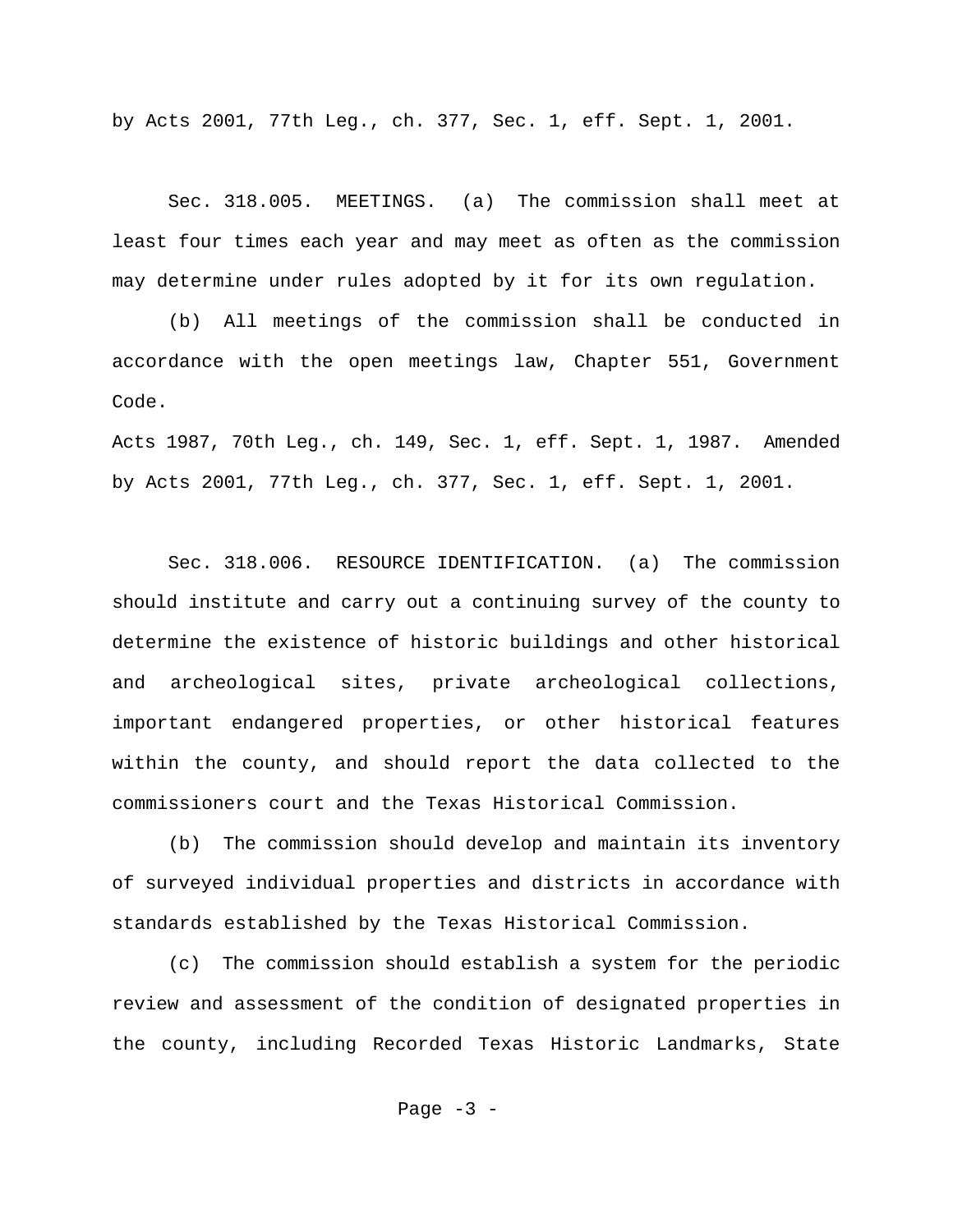by Acts 2001, 77th Leg., ch. 377, Sec. 1, eff. Sept. 1, 2001.

Sec. 318.005. MEETINGS. (a) The commission shall meet at least four times each year and may meet as often as the commission may determine under rules adopted by it for its own regulation.

(b) All meetings of the commission shall be conducted in accordance with the open meetings law, Chapter 551, Government Code.

Acts 1987, 70th Leg., ch. 149, Sec. 1, eff. Sept. 1, 1987. Amended by Acts 2001, 77th Leg., ch. 377, Sec. 1, eff. Sept. 1, 2001.

Sec. 318.006. RESOURCE IDENTIFICATION. (a) The commission should institute and carry out a continuing survey of the county to determine the existence of historic buildings and other historical and archeological sites, private archeological collections, important endangered properties, or other historical features within the county, and should report the data collected to the commissioners court and the Texas Historical Commission.

(b) The commission should develop and maintain its inventory of surveyed individual properties and districts in accordance with standards established by the Texas Historical Commission.

(c) The commission should establish a system for the periodic review and assessment of the condition of designated properties in the county, including Recorded Texas Historic Landmarks, State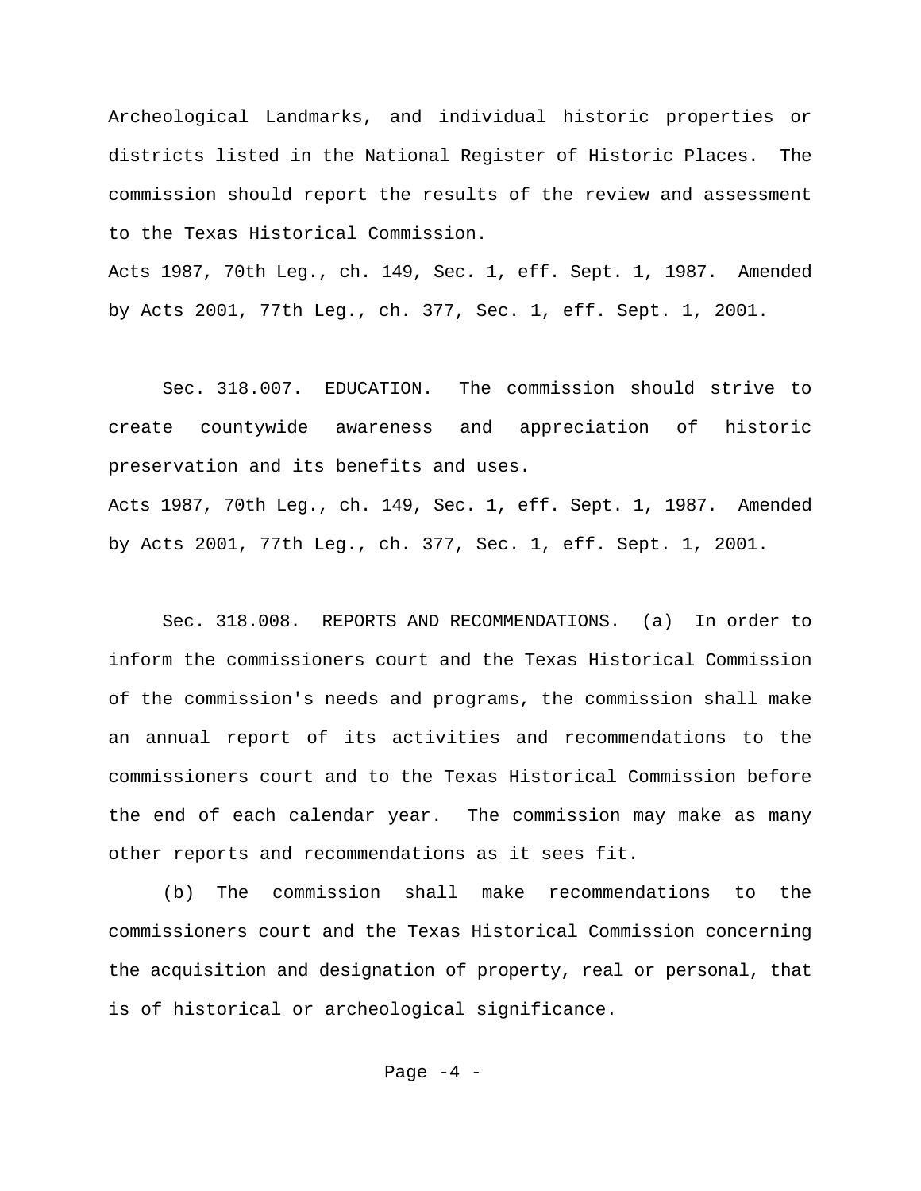Archeological Landmarks, and individual historic properties or districts listed in the National Register of Historic Places. The commission should report the results of the review and assessment to the Texas Historical Commission.

Acts 1987, 70th Leg., ch. 149, Sec. 1, eff. Sept. 1, 1987. Amended by Acts 2001, 77th Leg., ch. 377, Sec. 1, eff. Sept. 1, 2001.

Sec. 318.007. EDUCATION. The commission should strive to create countywide awareness and appreciation of historic preservation and its benefits and uses.

Acts 1987, 70th Leg., ch. 149, Sec. 1, eff. Sept. 1, 1987. Amended by Acts 2001, 77th Leg., ch. 377, Sec. 1, eff. Sept. 1, 2001.

Sec. 318.008. REPORTS AND RECOMMENDATIONS. (a) In order to inform the commissioners court and the Texas Historical Commission of the commission's needs and programs, the commission shall make an annual report of its activities and recommendations to the commissioners court and to the Texas Historical Commission before the end of each calendar year. The commission may make as many other reports and recommendations as it sees fit.

(b) The commission shall make recommendations to the commissioners court and the Texas Historical Commission concerning the acquisition and designation of property, real or personal, that is of historical or archeological significance.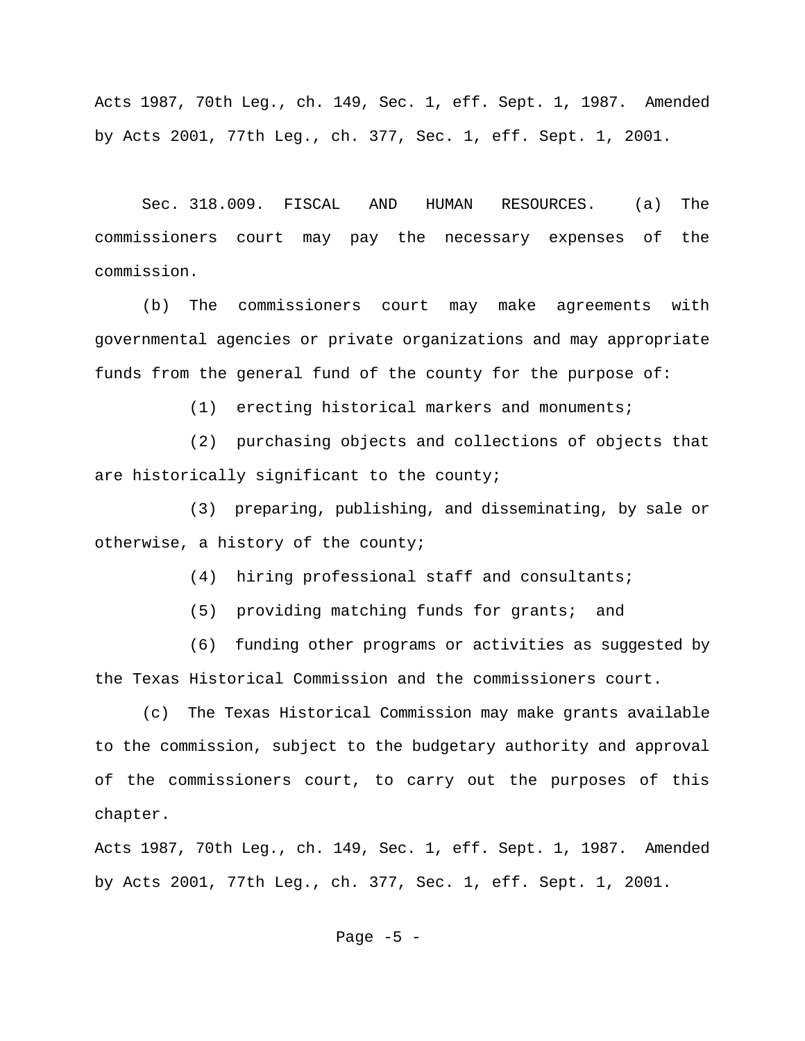Acts 1987, 70th Leg., ch. 149, Sec. 1, eff. Sept. 1, 1987. Amended by Acts 2001, 77th Leg., ch. 377, Sec. 1, eff. Sept. 1, 2001.

Sec. 318.009. FISCAL AND HUMAN RESOURCES. (a) The commissioners court may pay the necessary expenses of the commission.

(b) The commissioners court may make agreements with governmental agencies or private organizations and may appropriate funds from the general fund of the county for the purpose of:

(1) erecting historical markers and monuments;

(2) purchasing objects and collections of objects that are historically significant to the county;

(3) preparing, publishing, and disseminating, by sale or otherwise, a history of the county;

(4) hiring professional staff and consultants;

(5) providing matching funds for grants; and

(6) funding other programs or activities as suggested by the Texas Historical Commission and the commissioners court.

(c) The Texas Historical Commission may make grants available to the commission, subject to the budgetary authority and approval of the commissioners court, to carry out the purposes of this chapter.

Acts 1987, 70th Leg., ch. 149, Sec. 1, eff. Sept. 1, 1987. Amended by Acts 2001, 77th Leg., ch. 377, Sec. 1, eff. Sept. 1, 2001.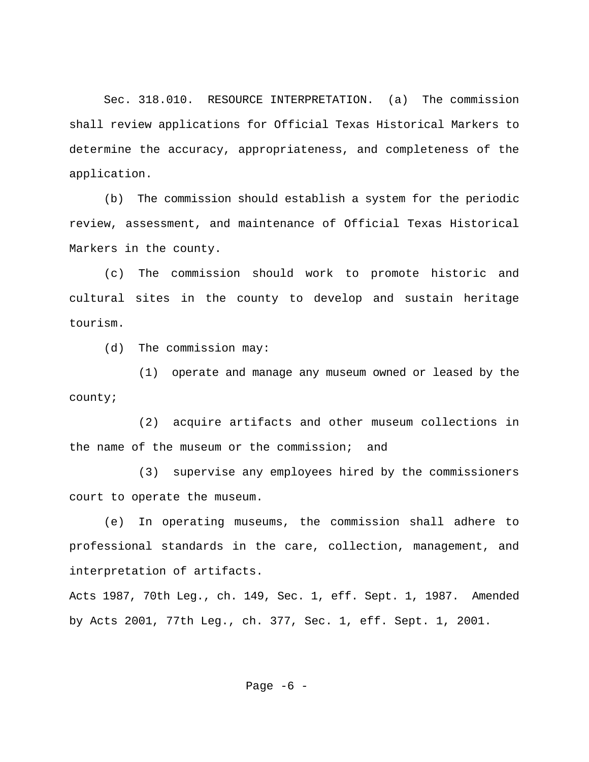Sec. 318.010. RESOURCE INTERPRETATION. (a) The commission shall review applications for Official Texas Historical Markers to determine the accuracy, appropriateness, and completeness of the application.

(b) The commission should establish a system for the periodic review, assessment, and maintenance of Official Texas Historical Markers in the county.

(c) The commission should work to promote historic and cultural sites in the county to develop and sustain heritage tourism.

(d) The commission may:

(1) operate and manage any museum owned or leased by the county;

(2) acquire artifacts and other museum collections in the name of the museum or the commission; and

(3) supervise any employees hired by the commissioners court to operate the museum.

(e) In operating museums, the commission shall adhere to professional standards in the care, collection, management, and interpretation of artifacts.

Acts 1987, 70th Leg., ch. 149, Sec. 1, eff. Sept. 1, 1987. Amended by Acts 2001, 77th Leg., ch. 377, Sec. 1, eff. Sept. 1, 2001.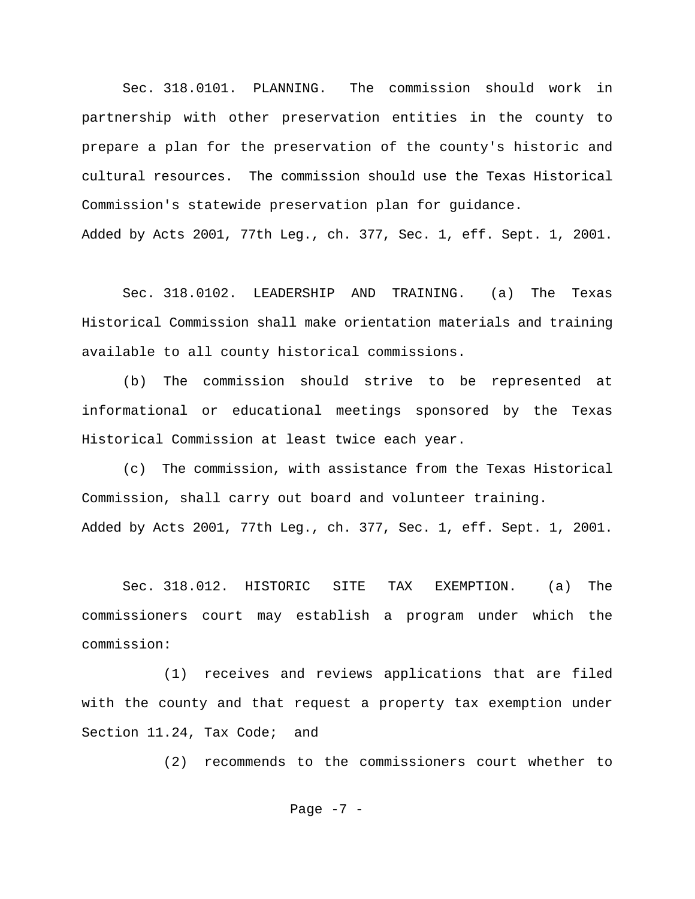Sec. 318.0101. PLANNING. The commission should work in partnership with other preservation entities in the county to prepare a plan for the preservation of the county's historic and cultural resources. The commission should use the Texas Historical Commission's statewide preservation plan for guidance.

Added by Acts 2001, 77th Leg., ch. 377, Sec. 1, eff. Sept. 1, 2001.

Sec. 318.0102. LEADERSHIP AND TRAINING. (a) The Texas Historical Commission shall make orientation materials and training available to all county historical commissions.

(b) The commission should strive to be represented at informational or educational meetings sponsored by the Texas Historical Commission at least twice each year.

(c) The commission, with assistance from the Texas Historical Commission, shall carry out board and volunteer training.

Added by Acts 2001, 77th Leg., ch. 377, Sec. 1, eff. Sept. 1, 2001.

Sec. 318.012. HISTORIC SITE TAX EXEMPTION. (a) The commissioners court may establish a program under which the commission:

(1) receives and reviews applications that are filed with the county and that request a property tax exemption under Section 11.24, Tax Code; and

(2) recommends to the commissioners court whether to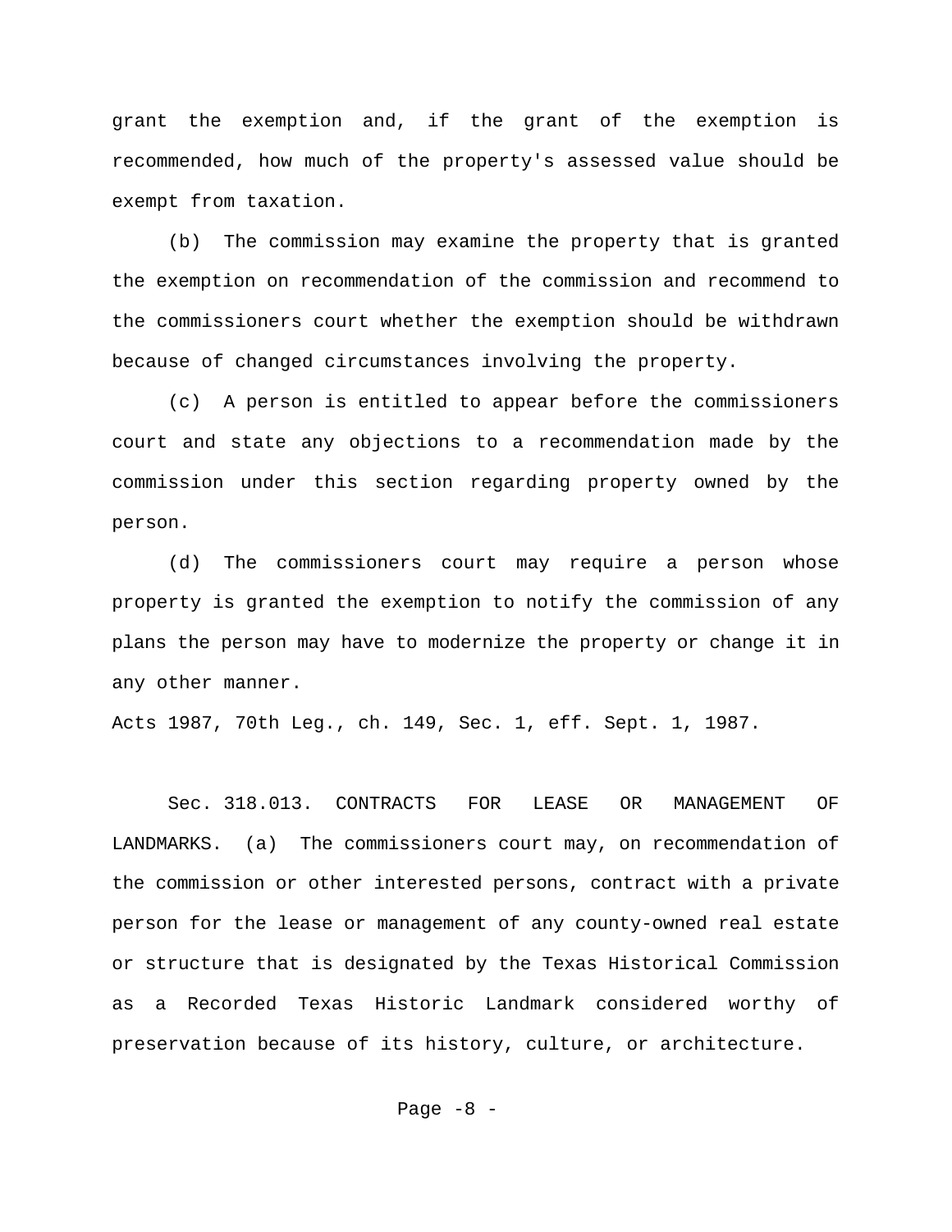grant the exemption and, if the grant of the exemption is recommended, how much of the property's assessed value should be exempt from taxation.

(b) The commission may examine the property that is granted the exemption on recommendation of the commission and recommend to the commissioners court whether the exemption should be withdrawn because of changed circumstances involving the property.

(c) A person is entitled to appear before the commissioners court and state any objections to a recommendation made by the commission under this section regarding property owned by the person.

(d) The commissioners court may require a person whose property is granted the exemption to notify the commission of any plans the person may have to modernize the property or change it in any other manner.

Acts 1987, 70th Leg., ch. 149, Sec. 1, eff. Sept. 1, 1987.

Sec. 318.013. CONTRACTS FOR LEASE OR MANAGEMENT OF LANDMARKS. (a) The commissioners court may, on recommendation of the commission or other interested persons, contract with a private person for the lease or management of any county-owned real estate or structure that is designated by the Texas Historical Commission as a Recorded Texas Historic Landmark considered worthy of preservation because of its history, culture, or architecture.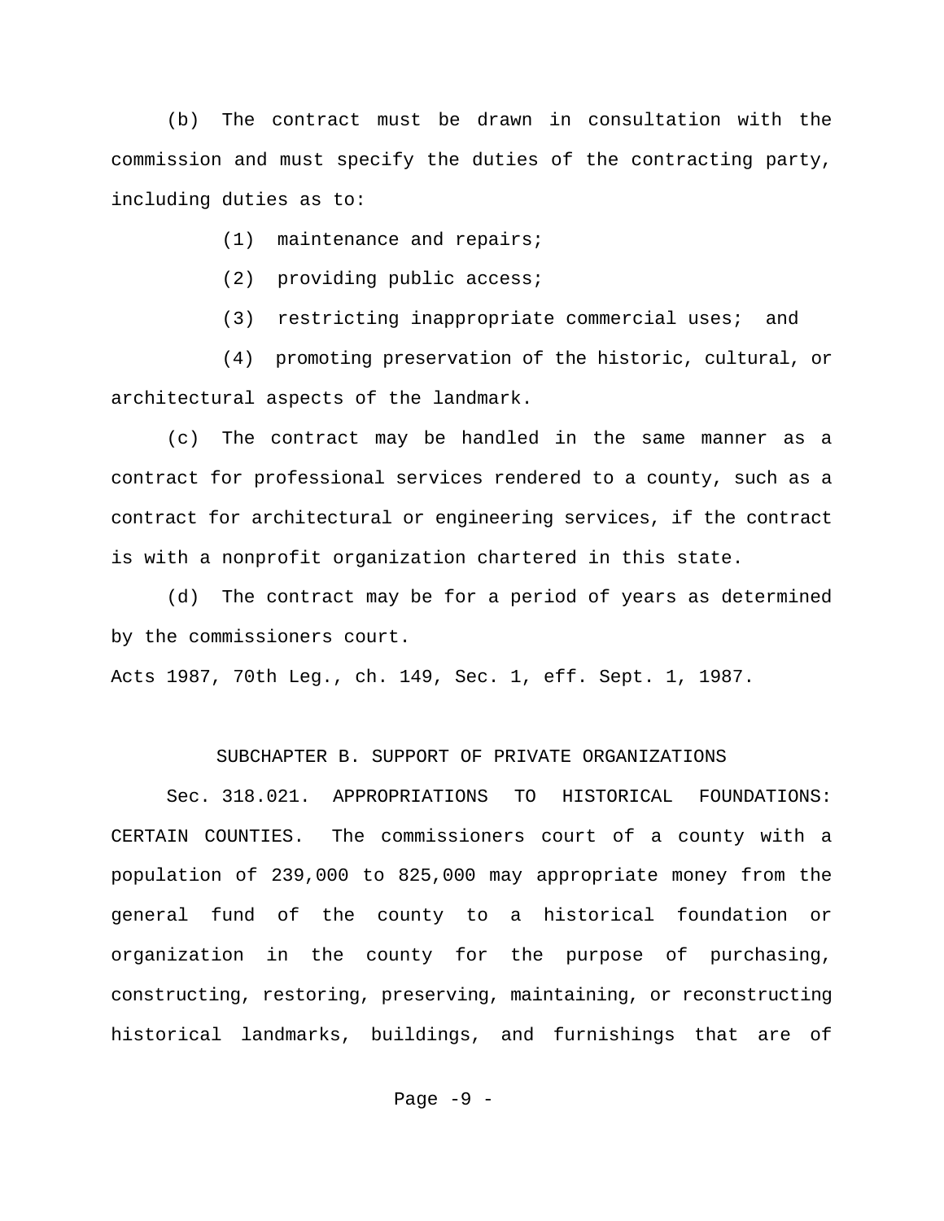(b) The contract must be drawn in consultation with the commission and must specify the duties of the contracting party, including duties as to:

(1) maintenance and repairs;

(2) providing public access;

(3) restricting inappropriate commercial uses; and

(4) promoting preservation of the historic, cultural, or architectural aspects of the landmark.

(c) The contract may be handled in the same manner as a contract for professional services rendered to a county, such as a contract for architectural or engineering services, if the contract is with a nonprofit organization chartered in this state.

(d) The contract may be for a period of years as determined by the commissioners court.

Acts 1987, 70th Leg., ch. 149, Sec. 1, eff. Sept. 1, 1987.

## SUBCHAPTER B. SUPPORT OF PRIVATE ORGANIZATIONS

Sec. 318.021. APPROPRIATIONS TO HISTORICAL FOUNDATIONS: CERTAIN COUNTIES. The commissioners court of a county with a population of 239,000 to 825,000 may appropriate money from the general fund of the county to a historical foundation or organization in the county for the purpose of purchasing, constructing, restoring, preserving, maintaining, or reconstructing historical landmarks, buildings, and furnishings that are of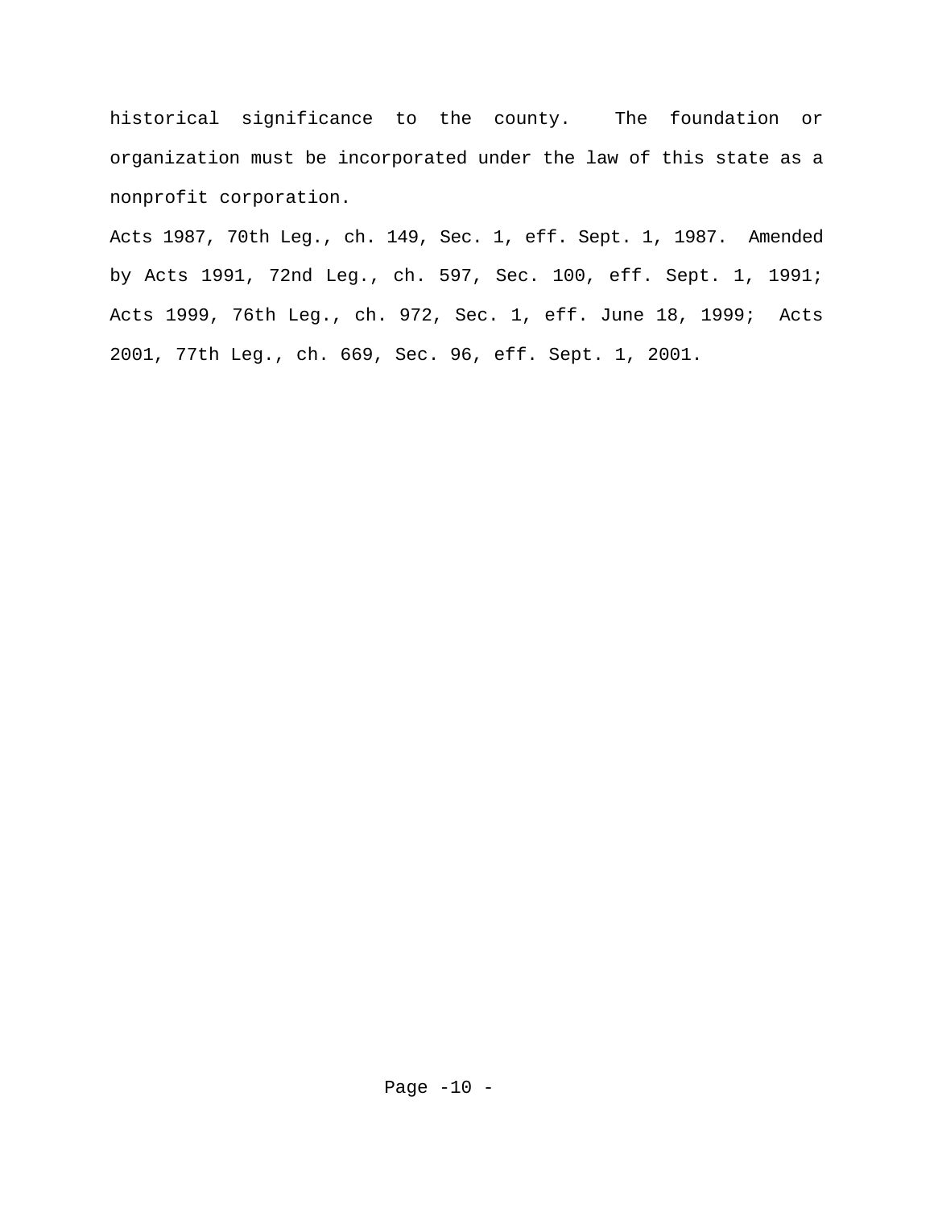historical significance to the county. The foundation or organization must be incorporated under the law of this state as a nonprofit corporation.

Acts 1987, 70th Leg., ch. 149, Sec. 1, eff. Sept. 1, 1987. Amended by Acts 1991, 72nd Leg., ch. 597, Sec. 100, eff. Sept. 1, 1991; Acts 1999, 76th Leg., ch. 972, Sec. 1, eff. June 18, 1999; Acts 2001, 77th Leg., ch. 669, Sec. 96, eff. Sept. 1, 2001.